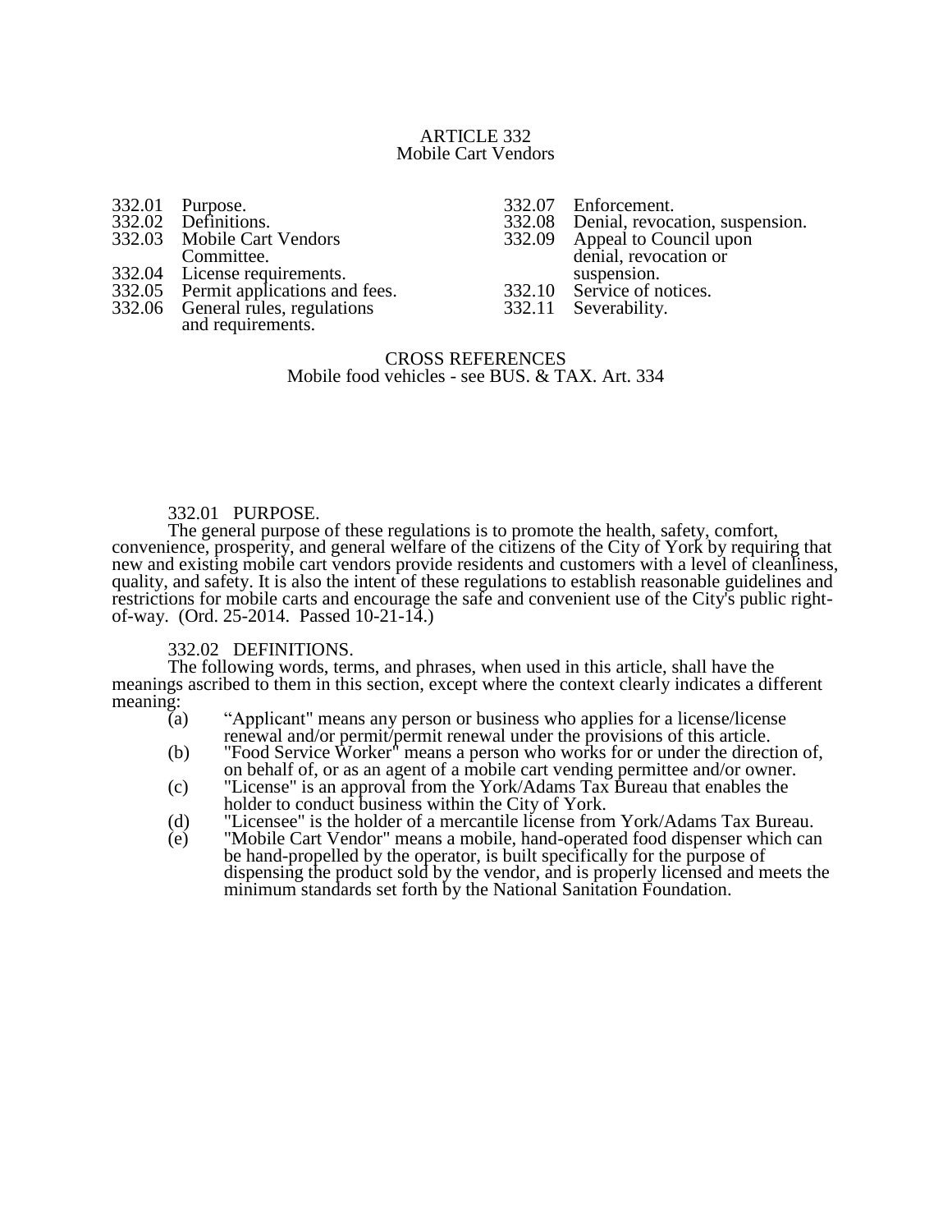# ARTICLE 332
## Mobile Cart Vendors

332.01 Purpose.
332.02 Definitions.
332.03 Mobile Cart Vendors Committee.
332.04 License requirements.
332.05 Permit applications and fees.
332.06 General rules, regulations and requirements.
332.07 Enforcement.
332.08 Denial, revocation, suspension.
332.09 Appeal to Council upon denial, revocation or suspension.
332.10 Service of notices.
332.11 Severability.

CROSS REFERENCES
Mobile food vehicles - see BUS. & TAX. Art. 334

### 332.01 PURPOSE.

The general purpose of these regulations is to promote the health, safety, comfort, convenience, prosperity, and general welfare of the citizens of the City of York by requiring that new and existing mobile cart vendors provide residents and customers with a level of cleanliness, quality, and safety. It is also the intent of these regulations to establish reasonable guidelines and restrictions for mobile carts and encourage the safe and convenient use of the City's public right-of-way. (Ord. 25-2014. Passed 10-21-14.)

### 332.02 DEFINITIONS.

The following words, terms, and phrases, when used in this article, shall have the meanings ascribed to them in this section, except where the context clearly indicates a different meaning:

(a) “Applicant" means any person or business who applies for a license/license renewal and/or permit/permit renewal under the provisions of this article.

(b) "Food Service Worker" means a person who works for or under the direction of, on behalf of, or as an agent of a mobile cart vending permittee and/or owner.

(c) "License" is an approval from the York/Adams Tax Bureau that enables the holder to conduct business within the City of York.

(d) "Licensee" is the holder of a mercantile license from York/Adams Tax Bureau.

(e) "Mobile Cart Vendor" means a mobile, hand-operated food dispenser which can be hand-propelled by the operator, is built specifically for the purpose of dispensing the product sold by the vendor, and is properly licensed and meets the minimum standards set forth by the National Sanitation Foundation.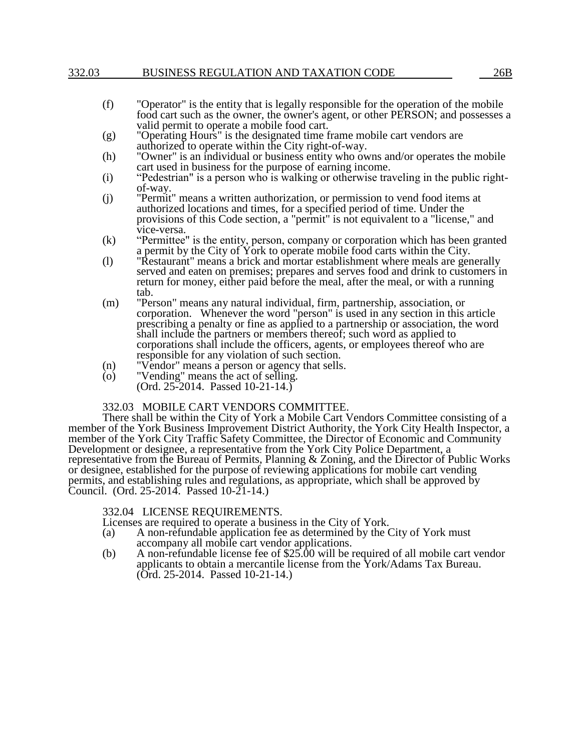(f) "Operator" is the entity that is legally responsible for the operation of the mobile food cart such as the owner, the owner's agent, or other PERSON; and possesses a valid permit to operate a mobile food cart.

(g) "Operating Hours" is the designated time frame mobile cart vendors are authorized to operate within the City right-of-way.

(h) "Owner" is an individual or business entity who owns and/or operates the mobile cart used in business for the purpose of earning income.

(i) "Pedestrian" is a person who is walking or otherwise traveling in the public right-of-way.

(j) "Permit" means a written authorization, or permission to vend food items at authorized locations and times, for a specified period of time. Under the provisions of this Code section, a "permit" is not equivalent to a "license," and vice-versa.

(k) "Permittee" is the entity, person, company or corporation which has been granted a permit by the City of York to operate mobile food carts within the City.

(l) "Restaurant" means a brick and mortar establishment where meals are generally served and eaten on premises; prepares and serves food and drink to customers in return for money, either paid before the meal, after the meal, or with a running tab.

(m) "Person" means any natural individual, firm, partnership, association, or corporation. Whenever the word "person" is used in any section in this article prescribing a penalty or fine as applied to a partnership or association, the word shall include the partners or members thereof; such word as applied to corporations shall include the officers, agents, or employees thereof who are responsible for any violation of such section.

(n) "Vendor" means a person or agency that sells.

(o) "Vending" means the act of selling.

(Ord. 25-2014. Passed 10-21-14.)

### 332.03 MOBILE CART VENDORS COMMITTEE.

There shall be within the City of York a Mobile Cart Vendors Committee consisting of a member of the York Business Improvement District Authority, the York City Health Inspector, a member of the York City Traffic Safety Committee, the Director of Economic and Community Development or designee, a representative from the York City Police Department, a representative from the Bureau of Permits, Planning & Zoning, and the Director of Public Works or designee, established for the purpose of reviewing applications for mobile cart vending permits, and establishing rules and regulations, as appropriate, which shall be approved by Council. (Ord. 25-2014. Passed 10-21-14.)

### 332.04 LICENSE REQUIREMENTS.

Licenses are required to operate a business in the City of York.

(a) A non-refundable application fee as determined by the City of York must accompany all mobile cart vendor applications.

(b) A non-refundable license fee of $25.00 will be required of all mobile cart vendor applicants to obtain a mercantile license from the York/Adams Tax Bureau. (Ord. 25-2014. Passed 10-21-14.)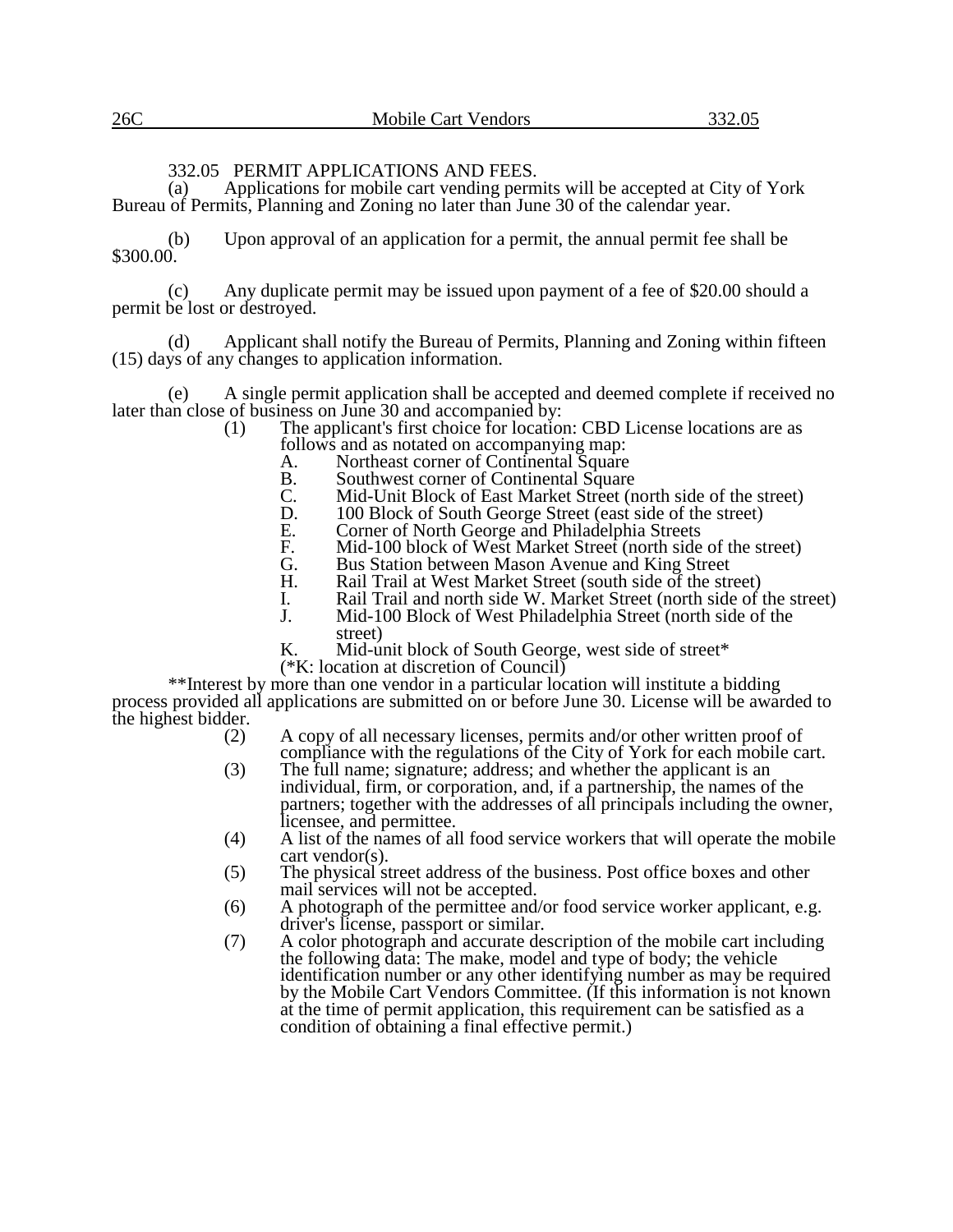### 332.05 PERMIT APPLICATIONS AND FEES.

(a) Applications for mobile cart vending permits will be accepted at City of York Bureau of Permits, Planning and Zoning no later than June 30 of the calendar year.

(b) Upon approval of an application for a permit, the annual permit fee shall be $300.00.

(c) Any duplicate permit may be issued upon payment of a fee of $20.00 should a permit be lost or destroyed.

(d) Applicant shall notify the Bureau of Permits, Planning and Zoning within fifteen (15) days of any changes to application information.

(e) A single permit application shall be accepted and deemed complete if received no later than close of business on June 30 and accompanied by:

(1) The applicant's first choice for location: CBD License locations are as follows and as notated on accompanying map:

A. Northeast corner of Continental Square
B. Southwest corner of Continental Square
C. Mid-Unit Block of East Market Street (north side of the street)
D. 100 Block of South George Street (east side of the street)
E. Corner of North George and Philadelphia Streets
F. Mid-100 block of West Market Street (north side of the street)
G. Bus Station between Mason Avenue and King Street
H. Rail Trail at West Market Street (south side of the street)
I. Rail Trail and north side W. Market Street (north side of the street)
J. Mid-100 Block of West Philadelphia Street (north side of the street)
K. Mid-unit block of South George, west side of street*

(*K: location at discretion of Council)

**Interest by more than one vendor in a particular location will institute a bidding process provided all applications are submitted on or before June 30. License will be awarded to the highest bidder.

(2) A copy of all necessary licenses, permits and/or other written proof of compliance with the regulations of the City of York for each mobile cart.

(3) The full name; signature; address; and whether the applicant is an individual, firm, or corporation, and, if a partnership, the names of the partners; together with the addresses of all principals including the owner, licensee, and permittee.

(4) A list of the names of all food service workers that will operate the mobile cart vendor(s).

(5) The physical street address of the business. Post office boxes and other mail services will not be accepted.

(6) A photograph of the permittee and/or food service worker applicant, e.g. driver's license, passport or similar.

(7) A color photograph and accurate description of the mobile cart including the following data: The make, model and type of body; the vehicle identification number or any other identifying number as may be required by the Mobile Cart Vendors Committee. (If this information is not known at the time of permit application, this requirement can be satisfied as a condition of obtaining a final effective permit.)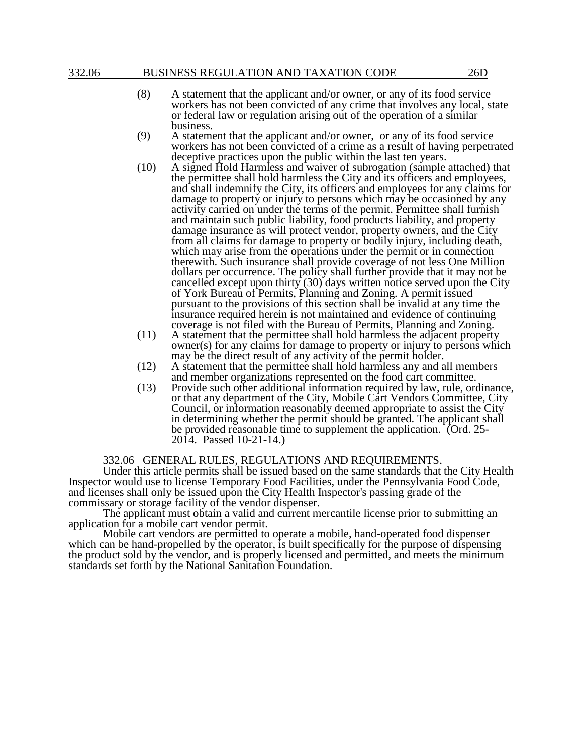(8) A statement that the applicant and/or owner, or any of its food service workers has not been convicted of any crime that involves any local, state or federal law or regulation arising out of the operation of a similar business.

(9) A statement that the applicant and/or owner, or any of its food service workers has not been convicted of a crime as a result of having perpetrated deceptive practices upon the public within the last ten years.

(10) A signed Hold Harmless and waiver of subrogation (sample attached) that the permittee shall hold harmless the City and its officers and employees, and shall indemnify the City, its officers and employees for any claims for damage to property or injury to persons which may be occasioned by any activity carried on under the terms of the permit. Permittee shall furnish and maintain such public liability, food products liability, and property damage insurance as will protect vendor, property owners, and the City from all claims for damage to property or bodily injury, including death, which may arise from the operations under the permit or in connection therewith. Such insurance shall provide coverage of not less One Million dollars per occurrence. The policy shall further provide that it may not be cancelled except upon thirty (30) days written notice served upon the City of York Bureau of Permits, Planning and Zoning. A permit issued pursuant to the provisions of this section shall be invalid at any time the insurance required herein is not maintained and evidence of continuing coverage is not filed with the Bureau of Permits, Planning and Zoning.

(11) A statement that the permittee shall hold harmless the adjacent property owner(s) for any claims for damage to property or injury to persons which may be the direct result of any activity of the permit holder.

(12) A statement that the permittee shall hold harmless any and all members and member organizations represented on the food cart committee.

(13) Provide such other additional information required by law, rule, ordinance, or that any department of the City, Mobile Cart Vendors Committee, City Council, or information reasonably deemed appropriate to assist the City in determining whether the permit should be granted. The applicant shall be provided reasonable time to supplement the application. (Ord. 25-2014. Passed 10-21-14.)

## 332.06 GENERAL RULES, REGULATIONS AND REQUIREMENTS.

Under this article permits shall be issued based on the same standards that the City Health Inspector would use to license Temporary Food Facilities, under the Pennsylvania Food Code, and licenses shall only be issued upon the City Health Inspector's passing grade of the commissary or storage facility of the vendor dispenser.

The applicant must obtain a valid and current mercantile license prior to submitting an application for a mobile cart vendor permit.

Mobile cart vendors are permitted to operate a mobile, hand-operated food dispenser which can be hand-propelled by the operator, is built specifically for the purpose of dispensing the product sold by the vendor, and is properly licensed and permitted, and meets the minimum standards set forth by the National Sanitation Foundation.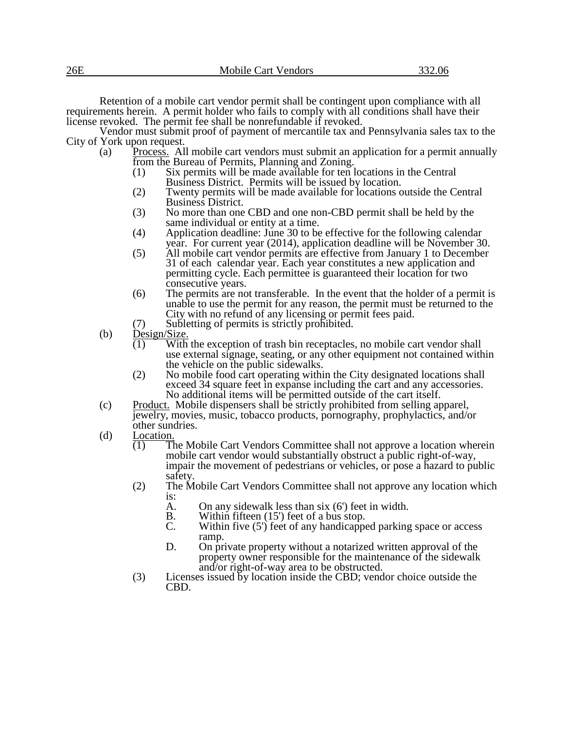Retention of a mobile cart vendor permit shall be contingent upon compliance with all requirements herein. A permit holder who fails to comply with all conditions shall have their license revoked. The permit fee shall be nonrefundable if revoked.

Vendor must submit proof of payment of mercantile tax and Pennsylvania sales tax to the City of York upon request.

(a) Process. All mobile cart vendors must submit an application for a permit annually from the Bureau of Permits, Planning and Zoning.

(1) Six permits will be made available for ten locations in the Central Business District. Permits will be issued by location.

(2) Twenty permits will be made available for locations outside the Central Business District.

(3) No more than one CBD and one non-CBD permit shall be held by the same individual or entity at a time.

(4) Application deadline: June 30 to be effective for the following calendar year. For current year (2014), application deadline will be November 30.

(5) All mobile cart vendor permits are effective from January 1 to December 31 of each calendar year. Each year constitutes a new application and permitting cycle. Each permittee is guaranteed their location for two consecutive years.

(6) The permits are not transferable. In the event that the holder of a permit is unable to use the permit for any reason, the permit must be returned to the City with no refund of any licensing or permit fees paid.

(7) Subletting of permits is strictly prohibited.

(b) Design/Size.

(1) With the exception of trash bin receptacles, no mobile cart vendor shall use external signage, seating, or any other equipment not contained within the vehicle on the public sidewalks.

(2) No mobile food cart operating within the City designated locations shall exceed 34 square feet in expanse including the cart and any accessories. No additional items will be permitted outside of the cart itself.

(c) Product. Mobile dispensers shall be strictly prohibited from selling apparel, jewelry, movies, music, tobacco products, pornography, prophylactics, and/or other sundries.

(d) Location.

(1) The Mobile Cart Vendors Committee shall not approve a location wherein mobile cart vendor would substantially obstruct a public right-of-way, impair the movement of pedestrians or vehicles, or pose a hazard to public safety.

(2) The Mobile Cart Vendors Committee shall not approve any location which is:

A. On any sidewalk less than six (6') feet in width.

B. Within fifteen (15') feet of a bus stop.

C. Within five (5') feet of any handicapped parking space or access ramp.

D. On private property without a notarized written approval of the property owner responsible for the maintenance of the sidewalk and/or right-of-way area to be obstructed.

(3) Licenses issued by location inside the CBD; vendor choice outside the CBD.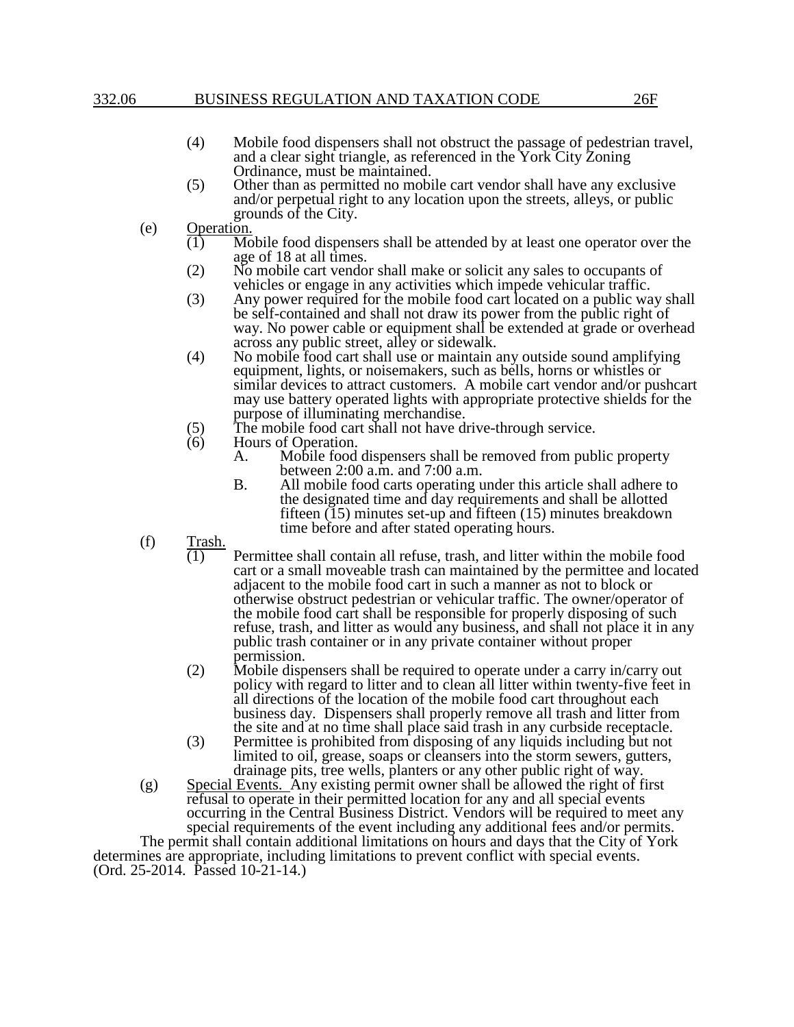(4) Mobile food dispensers shall not obstruct the passage of pedestrian travel, and a clear sight triangle, as referenced in the York City Zoning Ordinance, must be maintained.

(5) Other than as permitted no mobile cart vendor shall have any exclusive and/or perpetual right to any location upon the streets, alleys, or public grounds of the City.

(e) Operation.

(1) Mobile food dispensers shall be attended by at least one operator over the age of 18 at all times.

(2) No mobile cart vendor shall make or solicit any sales to occupants of vehicles or engage in any activities which impede vehicular traffic.

(3) Any power required for the mobile food cart located on a public way shall be self-contained and shall not draw its power from the public right of way. No power cable or equipment shall be extended at grade or overhead across any public street, alley or sidewalk.

(4) No mobile food cart shall use or maintain any outside sound amplifying equipment, lights, or noisemakers, such as bells, horns or whistles or similar devices to attract customers. A mobile cart vendor and/or pushcart may use battery operated lights with appropriate protective shields for the purpose of illuminating merchandise.

(5) The mobile food cart shall not have drive-through service.

(6) Hours of Operation.

A. Mobile food dispensers shall be removed from public property between 2:00 a.m. and 7:00 a.m.

B. All mobile food carts operating under this article shall adhere to the designated time and day requirements and shall be allotted fifteen (15) minutes set-up and fifteen (15) minutes breakdown time before and after stated operating hours.

(f) Trash.

(1) Permittee shall contain all refuse, trash, and litter within the mobile food cart or a small moveable trash can maintained by the permittee and located adjacent to the mobile food cart in such a manner as not to block or otherwise obstruct pedestrian or vehicular traffic. The owner/operator of the mobile food cart shall be responsible for properly disposing of such refuse, trash, and litter as would any business, and shall not place it in any public trash container or in any private container without proper permission.

(2) Mobile dispensers shall be required to operate under a carry in/carry out policy with regard to litter and to clean all litter within twenty-five feet in all directions of the location of the mobile food cart throughout each business day. Dispensers shall properly remove all trash and litter from the site and at no time shall place said trash in any curbside receptacle.

(3) Permittee is prohibited from disposing of any liquids including but not limited to oil, grease, soaps or cleansers into the storm sewers, gutters, drainage pits, tree wells, planters or any other public right of way.

(g) Special Events. Any existing permit owner shall be allowed the right of first refusal to operate in their permitted location for any and all special events occurring in the Central Business District. Vendors will be required to meet any special requirements of the event including any additional fees and/or permits.

The permit shall contain additional limitations on hours and days that the City of York determines are appropriate, including limitations to prevent conflict with special events.
(Ord. 25-2014. Passed 10-21-14.)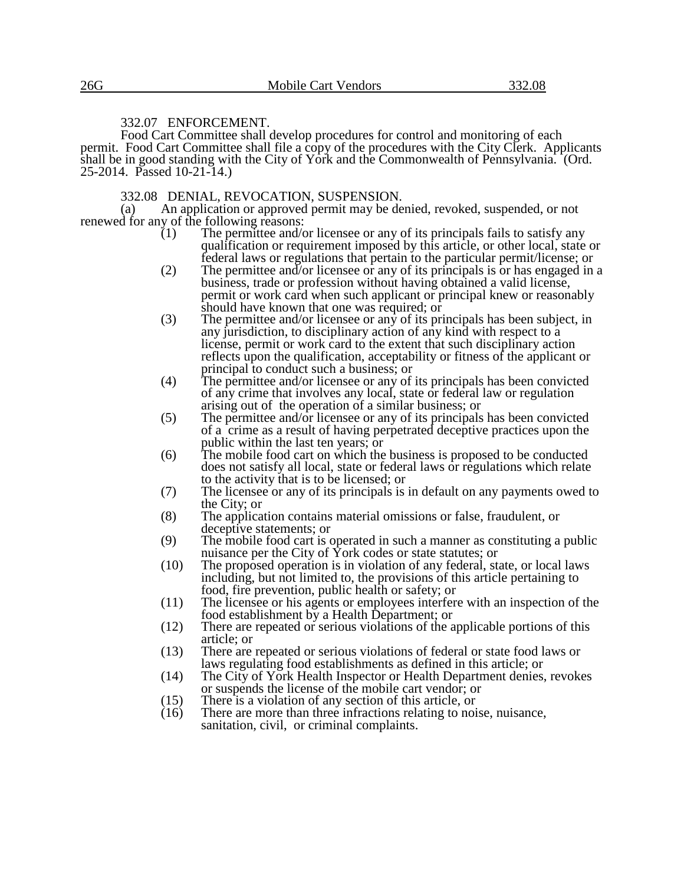### 332.07 ENFORCEMENT.

Food Cart Committee shall develop procedures for control and monitoring of each permit. Food Cart Committee shall file a copy of the procedures with the City Clerk. Applicants shall be in good standing with the City of York and the Commonwealth of Pennsylvania. (Ord. 25-2014. Passed 10-21-14.)

### 332.08 DENIAL, REVOCATION, SUSPENSION.

(a) An application or approved permit may be denied, revoked, suspended, or not renewed for any of the following reasons:

(1) The permittee and/or licensee or any of its principals fails to satisfy any qualification or requirement imposed by this article, or other local, state or federal laws or regulations that pertain to the particular permit/license; or

(2) The permittee and/or licensee or any of its principals is or has engaged in a business, trade or profession without having obtained a valid license, permit or work card when such applicant or principal knew or reasonably should have known that one was required; or

(3) The permittee and/or licensee or any of its principals has been subject, in any jurisdiction, to disciplinary action of any kind with respect to a license, permit or work card to the extent that such disciplinary action reflects upon the qualification, acceptability or fitness of the applicant or principal to conduct such a business; or

(4) The permittee and/or licensee or any of its principals has been convicted of any crime that involves any local, state or federal law or regulation arising out of the operation of a similar business; or

(5) The permittee and/or licensee or any of its principals has been convicted of a crime as a result of having perpetrated deceptive practices upon the public within the last ten years; or

(6) The mobile food cart on which the business is proposed to be conducted does not satisfy all local, state or federal laws or regulations which relate to the activity that is to be licensed; or

(7) The licensee or any of its principals is in default on any payments owed to the City; or

(8) The application contains material omissions or false, fraudulent, or deceptive statements; or

(9) The mobile food cart is operated in such a manner as constituting a public nuisance per the City of York codes or state statutes; or

(10) The proposed operation is in violation of any federal, state, or local laws including, but not limited to, the provisions of this article pertaining to food, fire prevention, public health or safety; or

(11) The licensee or his agents or employees interfere with an inspection of the food establishment by a Health Department; or

(12) There are repeated or serious violations of the applicable portions of this article; or

(13) There are repeated or serious violations of federal or state food laws or laws regulating food establishments as defined in this article; or

(14) The City of York Health Inspector or Health Department denies, revokes or suspends the license of the mobile cart vendor; or

(15) There is a violation of any section of this article, or

(16) There are more than three infractions relating to noise, nuisance, sanitation, civil, or criminal complaints.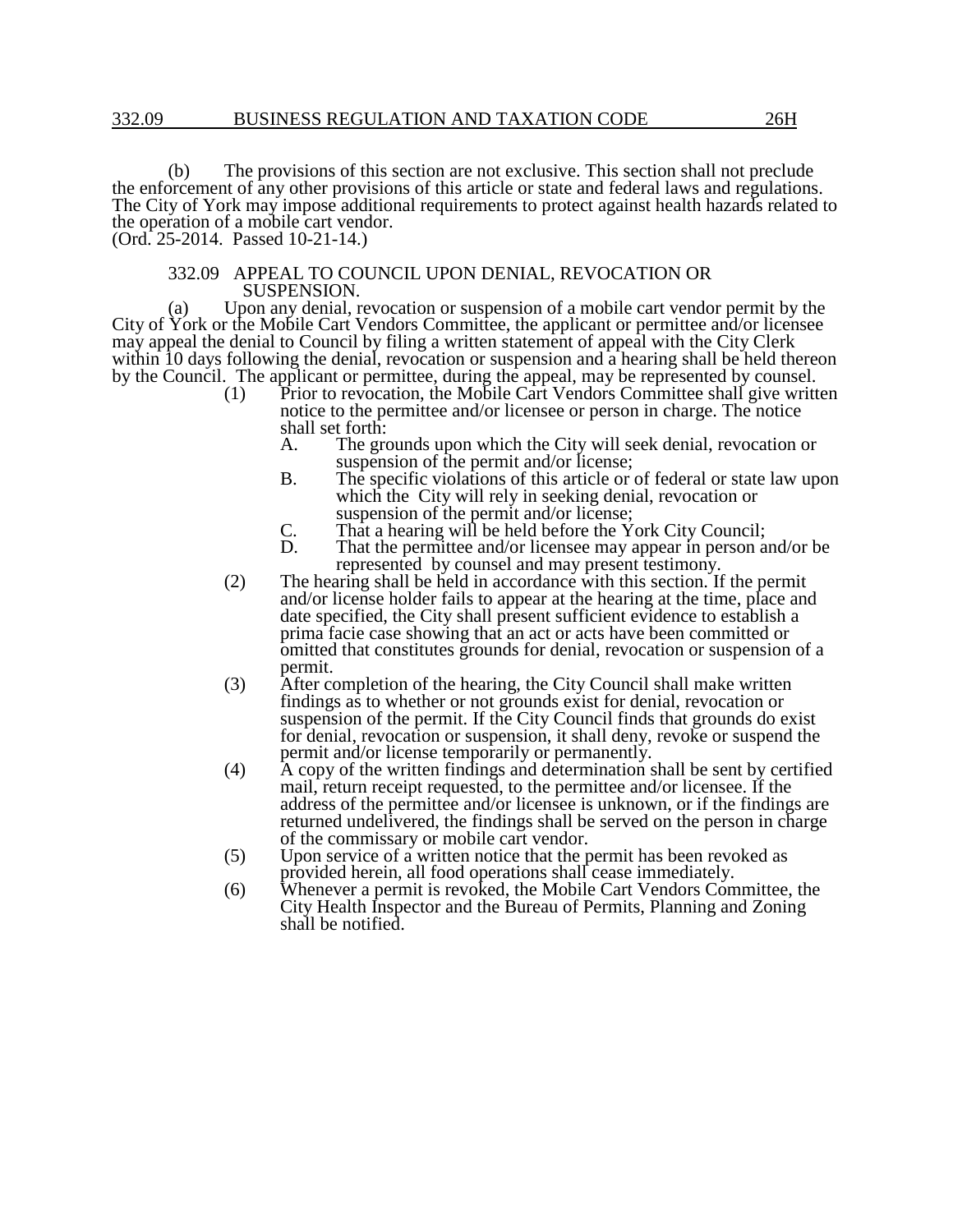(b) The provisions of this section are not exclusive. This section shall not preclude the enforcement of any other provisions of this article or state and federal laws and regulations. The City of York may impose additional requirements to protect against health hazards related to the operation of a mobile cart vendor.
(Ord. 25-2014. Passed 10-21-14.)

### 332.09 APPEAL TO COUNCIL UPON DENIAL, REVOCATION OR SUSPENSION.

(a) Upon any denial, revocation or suspension of a mobile cart vendor permit by the City of York or the Mobile Cart Vendors Committee, the applicant or permittee and/or licensee may appeal the denial to Council by filing a written statement of appeal with the City Clerk within 10 days following the denial, revocation or suspension and a hearing shall be held thereon by the Council. The applicant or permittee, during the appeal, may be represented by counsel.

(1) Prior to revocation, the Mobile Cart Vendors Committee shall give written notice to the permittee and/or licensee or person in charge. The notice shall set forth:

A. The grounds upon which the City will seek denial, revocation or suspension of the permit and/or license;

B. The specific violations of this article or of federal or state law upon which the City will rely in seeking denial, revocation or suspension of the permit and/or license;

C. That a hearing will be held before the York City Council;

D. That the permittee and/or licensee may appear in person and/or be represented by counsel and may present testimony.

(2) The hearing shall be held in accordance with this section. If the permit and/or license holder fails to appear at the hearing at the time, place and date specified, the City shall present sufficient evidence to establish a prima facie case showing that an act or acts have been committed or omitted that constitutes grounds for denial, revocation or suspension of a permit.

(3) After completion of the hearing, the City Council shall make written findings as to whether or not grounds exist for denial, revocation or suspension of the permit. If the City Council finds that grounds do exist for denial, revocation or suspension, it shall deny, revoke or suspend the permit and/or license temporarily or permanently.

(4) A copy of the written findings and determination shall be sent by certified mail, return receipt requested, to the permittee and/or licensee. If the address of the permittee and/or licensee is unknown, or if the findings are returned undelivered, the findings shall be served on the person in charge of the commissary or mobile cart vendor.

(5) Upon service of a written notice that the permit has been revoked as provided herein, all food operations shall cease immediately.

(6) Whenever a permit is revoked, the Mobile Cart Vendors Committee, the City Health Inspector and the Bureau of Permits, Planning and Zoning shall be notified.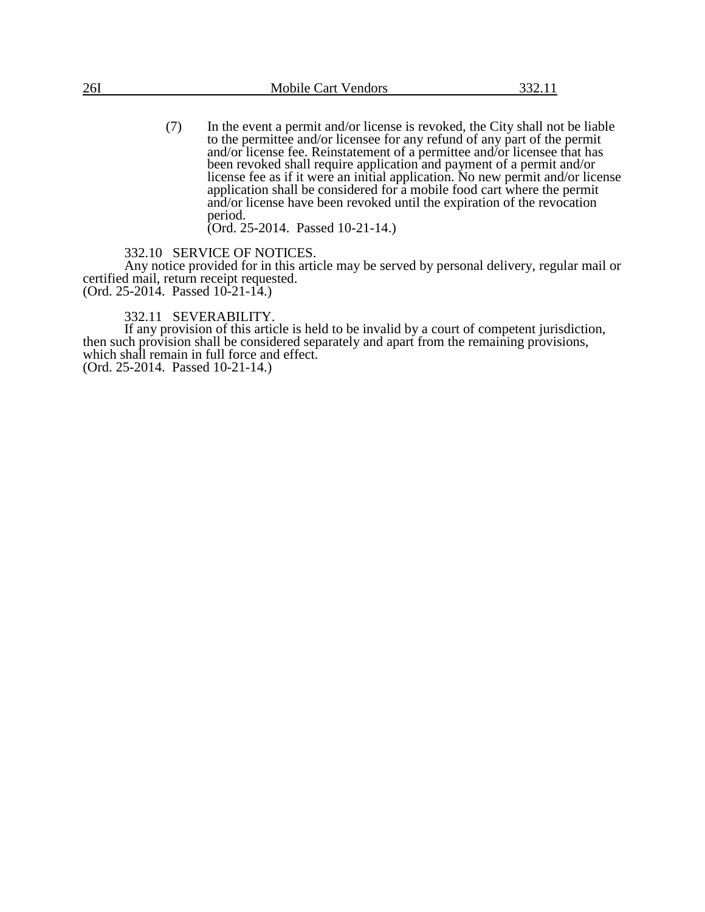(7) In the event a permit and/or license is revoked, the City shall not be liable to the permittee and/or licensee for any refund of any part of the permit and/or license fee. Reinstatement of a permittee and/or licensee that has been revoked shall require application and payment of a permit and/or license fee as if it were an initial application. No new permit and/or license application shall be considered for a mobile food cart where the permit and/or license have been revoked until the expiration of the revocation period.
(Ord. 25-2014. Passed 10-21-14.)

332.10 SERVICE OF NOTICES.

Any notice provided for in this article may be served by personal delivery, regular mail or certified mail, return receipt requested.
(Ord. 25-2014. Passed 10-21-14.)

332.11 SEVERABILITY.

If any provision of this article is held to be invalid by a court of competent jurisdiction, then such provision shall be considered separately and apart from the remaining provisions, which shall remain in full force and effect.
(Ord. 25-2014. Passed 10-21-14.)